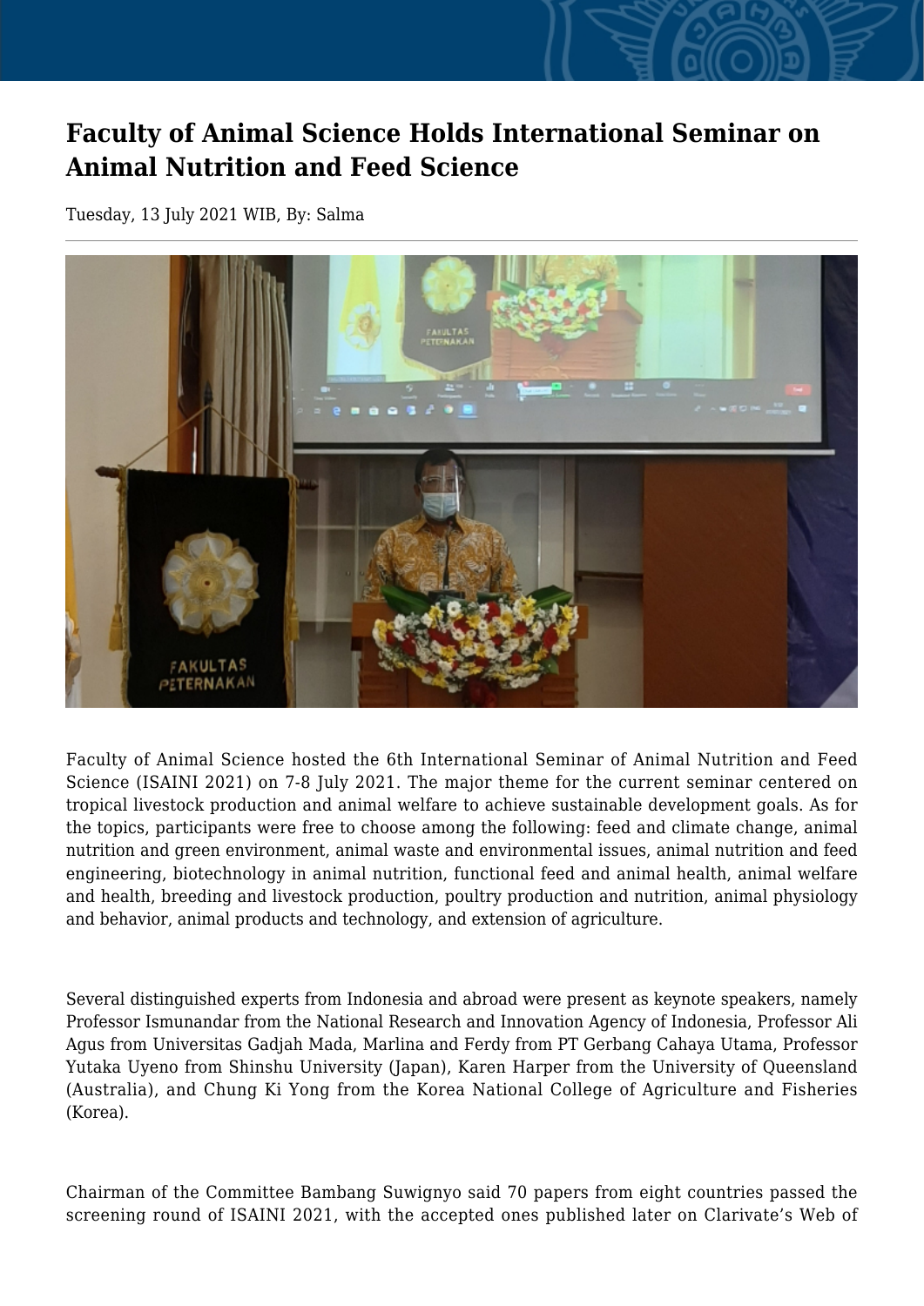# Faculty of Animal Science Holds International Seminar on Animal Nutrition and Feed Science

Tuesday, 13 July 2021 WIB, By: Salma

Faculty of Animal Science hosted the 6th International Seminar of Animal Nutrition and Feed Science (ISAINI 2021) on 7-8 July 2021. The major theme for the current seminar centered on tropical livestock production and animal welfare to achieve sustainable development goals. As for the topics, participants were free to choose among the following: feed and climate change, animal nutrition and green environment, animal waste and environmental issues, animal nutrition and feed engineering, biotechnology in animal nutrition, functional feed and animal health, animal welfare and health, breeding and livestock production, poultry production and nutrition, animal physiology and behavior, animal products and technology, and extension of agriculture.

Several distinguished experts from Indonesia and abroad were present as keynote speakers, namely Professor Ismunandar from the National Research and Innovation Agency of Indonesia, Professor Ali Agus from Universitas Gadjah Mada, Marlina and Ferdy from PT Gerbang Cahaya Utama, Professor Yutaka Uyeno from Shinshu University (Japan), Karen Harper from the University of Queensland (Australia), and Chung Ki Yong from the Korea National College of Agriculture and Fisheries (Korea).

Chairman of the Committee Bambang Suwignyo said 70 papers from eight countries passed the screening round of ISAINI 2021, with the accepted ones published later on Clarivate's Web of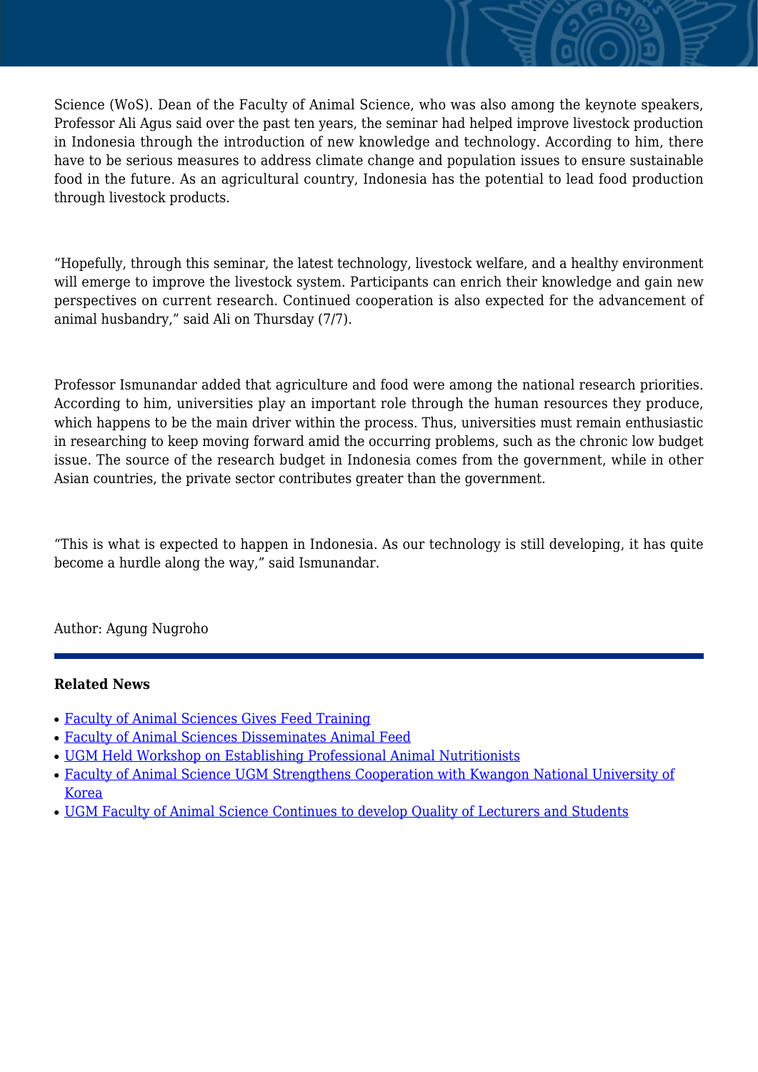Science (WoS). Dean of the Faculty of Animal Science, who was also among the keynote speakers, Professor Ali Agus said over the past ten years, the seminar had helped improve livestock production in Indonesia through the introduction of new knowledge and technology. According to him, there have to be serious measures to address climate change and population issues to ensure sustainable food in the future. As an agricultural country, Indonesia has the potential to lead food production through livestock products.

"Hopefully, through this seminar, the latest technology, livestock welfare, and a healthy environment will emerge to improve the livestock system. Participants can enrich their knowledge and gain new perspectives on current research. Continued cooperation is also expected for the advancement of animal husbandry," said Ali on Thursday (7/7).

Professor Ismunandar added that agriculture and food were among the national research priorities. According to him, universities play an important role through the human resources they produce, which happens to be the main driver within the process. Thus, universities must remain enthusiastic in researching to keep moving forward amid the occurring problems, such as the chronic low budget issue. The source of the research budget in Indonesia comes from the government, while in other Asian countries, the private sector contributes greater than the government.

"This is what is expected to happen in Indonesia. As our technology is still developing, it has quite become a hurdle along the way," said Ismunandar.

Author: Agung Nugroho

---

**Related News**

- Faculty of Animal Sciences Gives Feed Training
- Faculty of Animal Sciences Disseminates Animal Feed
- UGM Held Workshop on Establishing Professional Animal Nutritionists
- Faculty of Animal Science UGM Strengthens Cooperation with Kwangon National University of Korea
- UGM Faculty of Animal Science Continues to develop Quality of Lecturers and Students